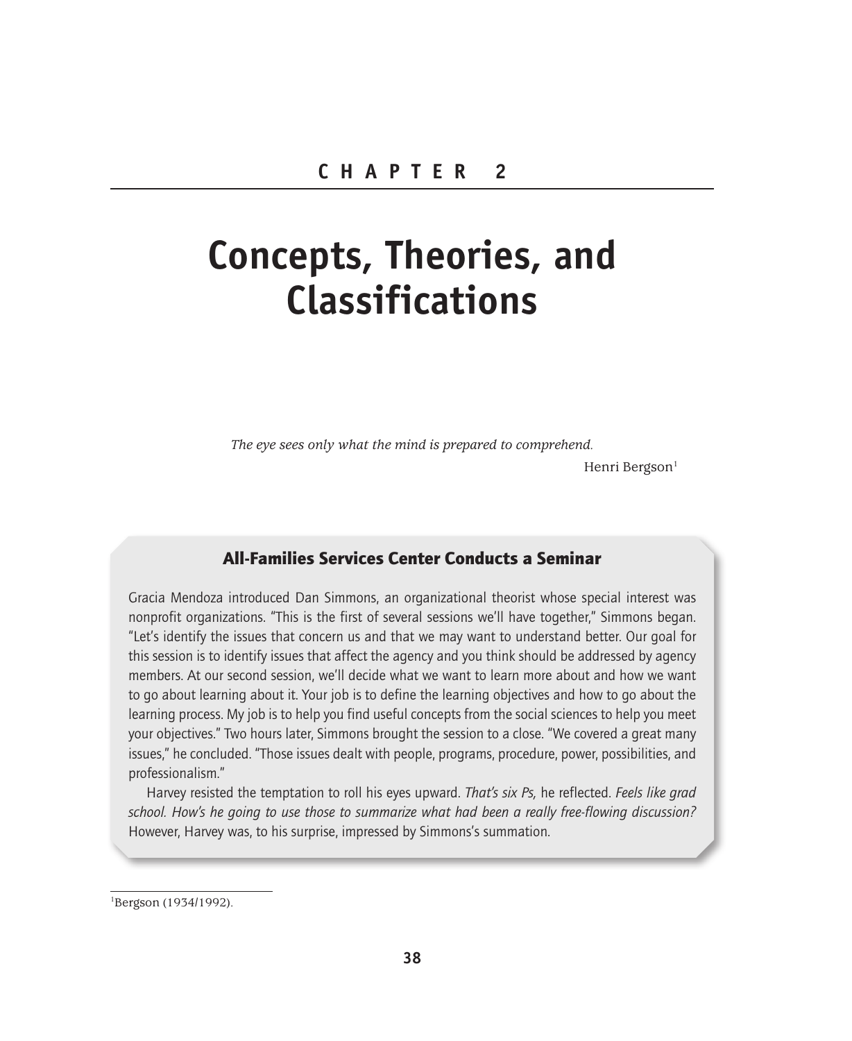# CHAPTER 2

# Concepts, Theories, and Classifications

*The eye sees only what the mind is prepared to comprehend.*

Henri Bergson[1]

### All-Families Services Center Conducts a Seminar

Gracia Mendoza introduced Dan Simmons, an organizational theorist whose special interest was nonprofit organizations. "This is the first of several sessions we'll have together," Simmons began. "Let's identify the issues that concern us and that we may want to understand better. Our goal for this session is to identify issues that affect the agency and you think should be addressed by agency members. At our second session, we'll decide what we want to learn more about and how we want to go about learning about it. Your job is to define the learning objectives and how to go about the learning process. My job is to help you find useful concepts from the social sciences to help you meet your objectives." Two hours later, Simmons brought the session to a close. "We covered a great many issues," he concluded. "Those issues dealt with people, programs, procedure, power, possibilities, and professionalism."

Harvey resisted the temptation to roll his eyes upward. *That's six Ps,* he reflected. *Feels like grad school. How's he going to use those to summarize what had been a really free-flowing discussion?* However, Harvey was, to his surprise, impressed by Simmons's summation.

---

[1]Bergson (1934/1992).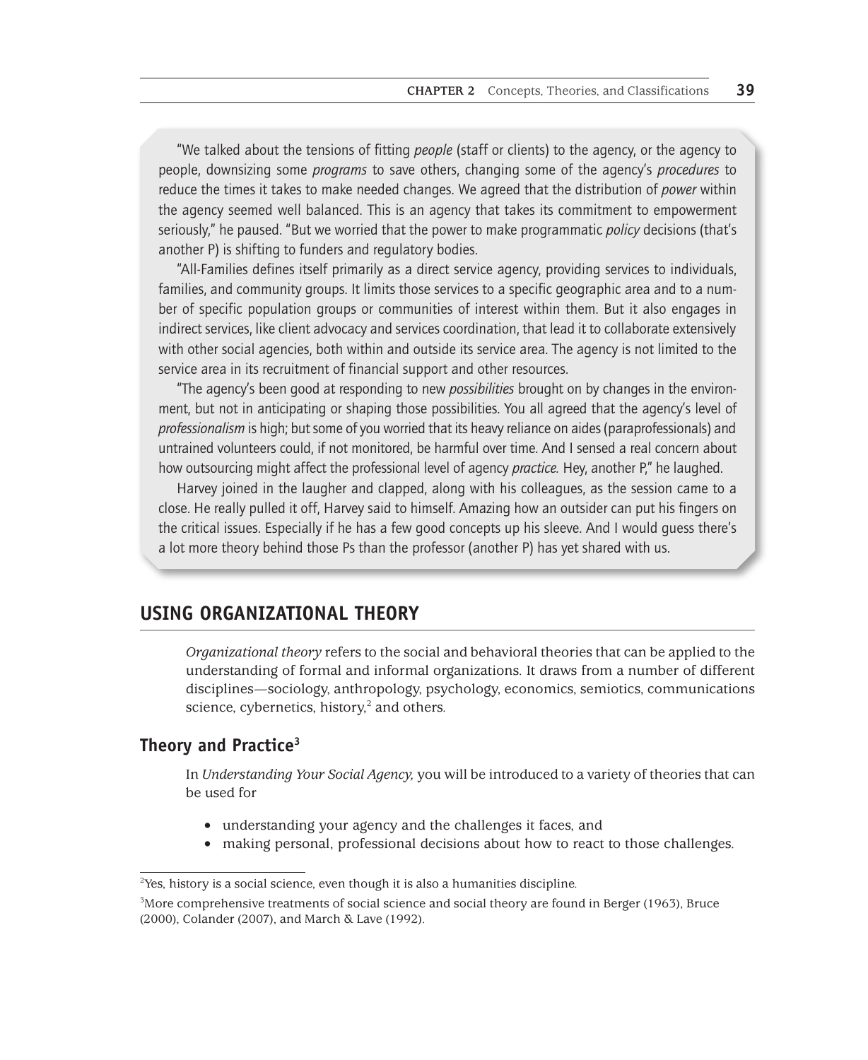"We talked about the tensions of fitting *people* (staff or clients) to the agency, or the agency to people, downsizing some *programs* to save others, changing some of the agency's *procedures* to reduce the times it takes to make needed changes. We agreed that the distribution of *power* within the agency seemed well balanced. This is an agency that takes its commitment to empowerment seriously," he paused. "But we worried that the power to make programmatic *policy* decisions (that's another P) is shifting to funders and regulatory bodies.

"All-Families defines itself primarily as a direct service agency, providing services to individuals, families, and community groups. It limits those services to a specific geographic area and to a number of specific population groups or communities of interest within them. But it also engages in indirect services, like client advocacy and services coordination, that lead it to collaborate extensively with other social agencies, both within and outside its service area. The agency is not limited to the service area in its recruitment of financial support and other resources.

"The agency's been good at responding to new *possibilities* brought on by changes in the environment, but not in anticipating or shaping those possibilities. You all agreed that the agency's level of *professionalism* is high; but some of you worried that its heavy reliance on aides (paraprofessionals) and untrained volunteers could, if not monitored, be harmful over time. And I sensed a real concern about how outsourcing might affect the professional level of agency *practice.* Hey, another P," he laughed.

Harvey joined in the laugher and clapped, along with his colleagues, as the session came to a close. He really pulled it off, Harvey said to himself. Amazing how an outsider can put his fingers on the critical issues. Especially if he has a few good concepts up his sleeve. And I would guess there's a lot more theory behind those Ps than the professor (another P) has yet shared with us.

## USING ORGANIZATIONAL THEORY

*Organizational theory* refers to the social and behavioral theories that can be applied to the understanding of formal and informal organizations. It draws from a number of different disciplines—sociology, anthropology, psychology, economics, semiotics, communications science, cybernetics, history,[2] and others.

### Theory and Practice[3]

In *Understanding Your Social Agency,* you will be introduced to a variety of theories that can be used for

- understanding your agency and the challenges it faces, and
- making personal, professional decisions about how to react to those challenges.

[2] Yes, history is a social science, even though it is also a humanities discipline.

[3] More comprehensive treatments of social science and social theory are found in Berger (1963), Bruce (2000), Colander (2007), and March & Lave (1992).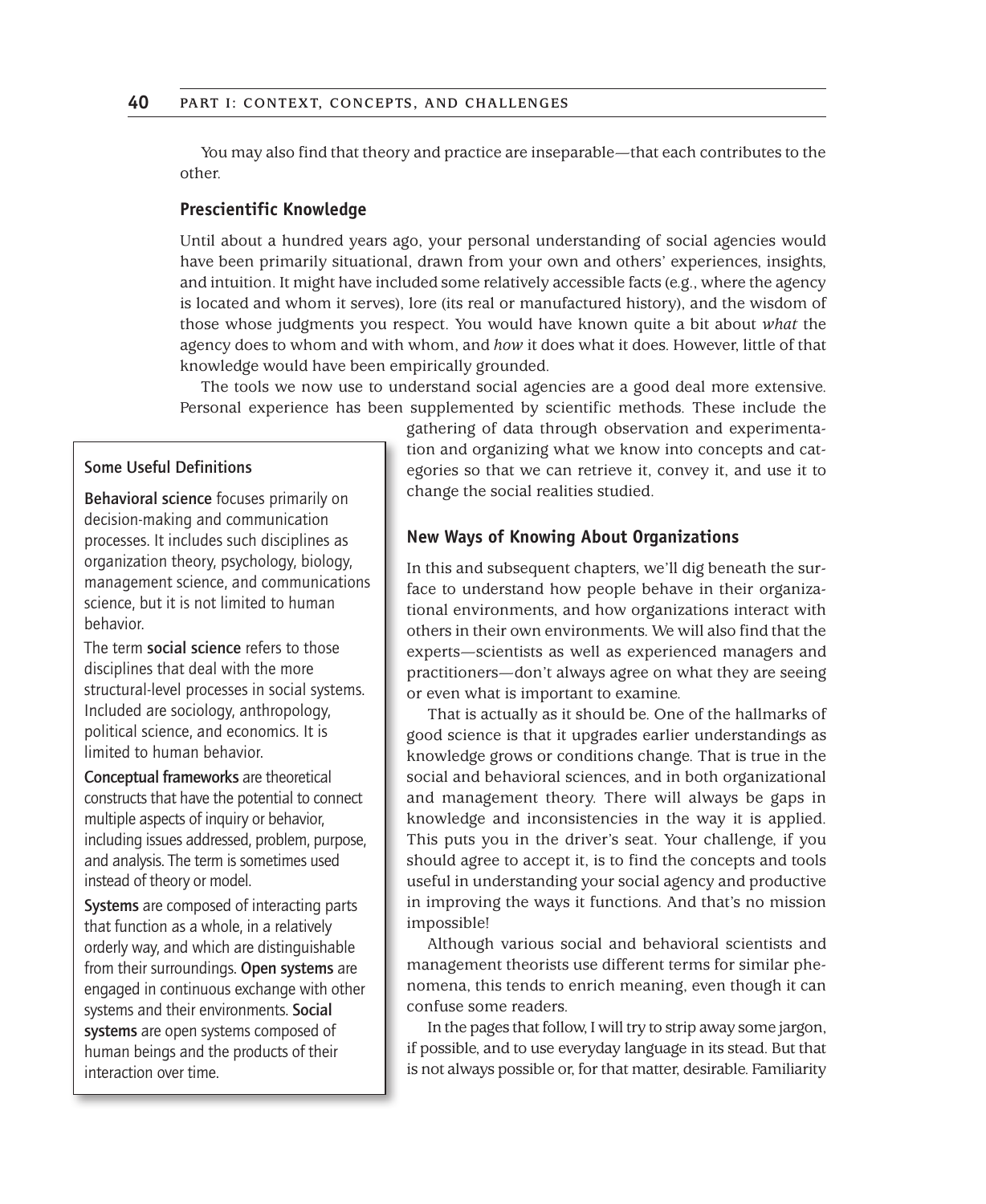You may also find that theory and practice are inseparable—that each contributes to the other.

### Prescientific Knowledge

Until about a hundred years ago, your personal understanding of social agencies would have been primarily situational, drawn from your own and others' experiences, insights, and intuition. It might have included some relatively accessible facts (e.g., where the agency is located and whom it serves), lore (its real or manufactured history), and the wisdom of those whose judgments you respect. You would have known quite a bit about *what* the agency does to whom and with whom, and *how* it does what it does. However, little of that knowledge would have been empirically grounded.

The tools we now use to understand social agencies are a good deal more extensive. Personal experience has been supplemented by scientific methods. These include the gathering of data through observation and experimentation and organizing what we know into concepts and categories so that we can retrieve it, convey it, and use it to change the social realities studied.

> **Some Useful Definitions**
>
> **Behavioral science** focuses primarily on decision-making and communication processes. It includes such disciplines as organization theory, psychology, biology, management science, and communications science, but it is not limited to human behavior.
>
> The term **social science** refers to those disciplines that deal with the more structural-level processes in social systems. Included are sociology, anthropology, political science, and economics. It is limited to human behavior.
>
> **Conceptual frameworks** are theoretical constructs that have the potential to connect multiple aspects of inquiry or behavior, including issues addressed, problem, purpose, and analysis. The term is sometimes used instead of theory or model.
>
> **Systems** are composed of interacting parts that function as a whole, in a relatively orderly way, and which are distinguishable from their surroundings. **Open systems** are engaged in continuous exchange with other systems and their environments. **Social systems** are open systems composed of human beings and the products of their interaction over time.

### New Ways of Knowing About Organizations

In this and subsequent chapters, we'll dig beneath the surface to understand how people behave in their organizational environments, and how organizations interact with others in their own environments. We will also find that the experts—scientists as well as experienced managers and practitioners—don't always agree on what they are seeing or even what is important to examine.

That is actually as it should be. One of the hallmarks of good science is that it upgrades earlier understandings as knowledge grows or conditions change. That is true in the social and behavioral sciences, and in both organizational and management theory. There will always be gaps in knowledge and inconsistencies in the way it is applied. This puts you in the driver's seat. Your challenge, if you should agree to accept it, is to find the concepts and tools useful in understanding your social agency and productive in improving the ways it functions. And that's no mission impossible!

Although various social and behavioral scientists and management theorists use different terms for similar phenomena, this tends to enrich meaning, even though it can confuse some readers.

In the pages that follow, I will try to strip away some jargon, if possible, and to use everyday language in its stead. But that is not always possible or, for that matter, desirable. Familiarity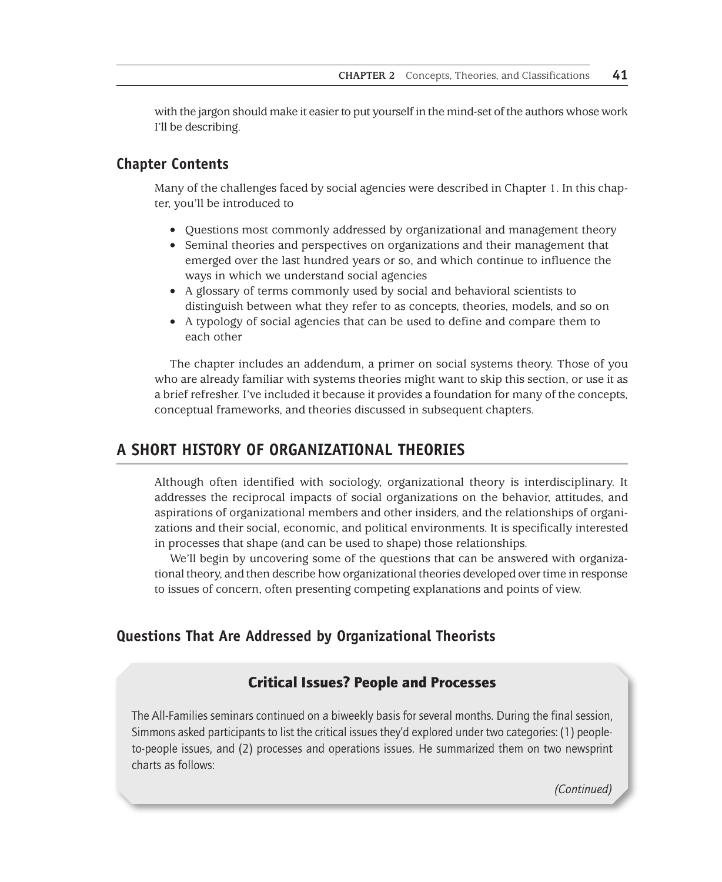with the jargon should make it easier to put yourself in the mind-set of the authors whose work I'll be describing.

### Chapter Contents

Many of the challenges faced by social agencies were described in Chapter 1. In this chapter, you'll be introduced to

- Questions most commonly addressed by organizational and management theory
- Seminal theories and perspectives on organizations and their management that emerged over the last hundred years or so, and which continue to influence the ways in which we understand social agencies
- A glossary of terms commonly used by social and behavioral scientists to distinguish between what they refer to as concepts, theories, models, and so on
- A typology of social agencies that can be used to define and compare them to each other

The chapter includes an addendum, a primer on social systems theory. Those of you who are already familiar with systems theories might want to skip this section, or use it as a brief refresher. I've included it because it provides a foundation for many of the concepts, conceptual frameworks, and theories discussed in subsequent chapters.

## A SHORT HISTORY OF ORGANIZATIONAL THEORIES

Although often identified with sociology, organizational theory is interdisciplinary. It addresses the reciprocal impacts of social organizations on the behavior, attitudes, and aspirations of organizational members and other insiders, and the relationships of organizations and their social, economic, and political environments. It is specifically interested in processes that shape (and can be used to shape) those relationships.

We'll begin by uncovering some of the questions that can be answered with organizational theory, and then describe how organizational theories developed over time in response to issues of concern, often presenting competing explanations and points of view.

### Questions That Are Addressed by Organizational Theorists

#### Critical Issues? People and Processes

The All-Families seminars continued on a biweekly basis for several months. During the final session, Simmons asked participants to list the critical issues they'd explored under two categories: (1) people-to-people issues, and (2) processes and operations issues. He summarized them on two newsprint charts as follows:

*(Continued)*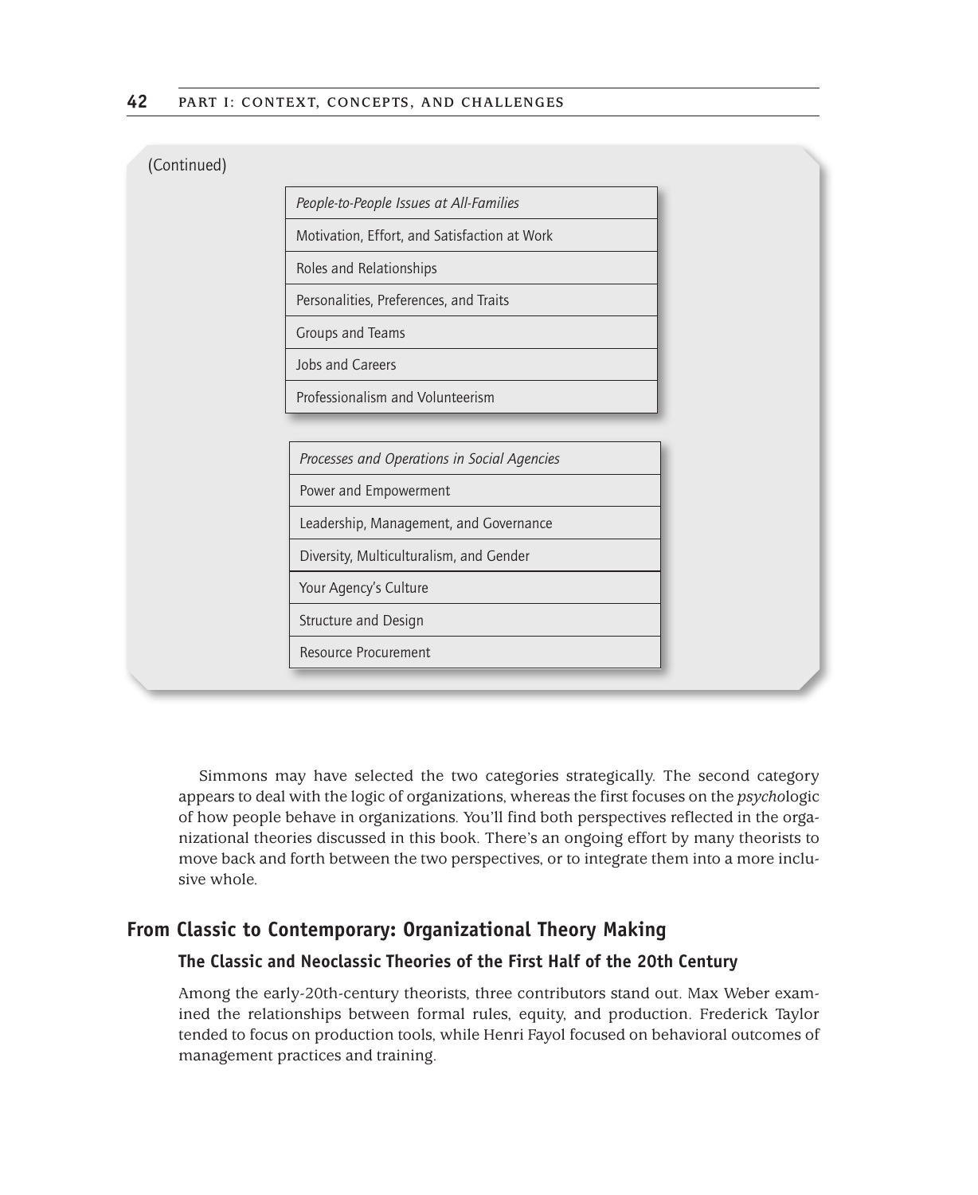(Continued)

| *People-to-People Issues at All-Families* |
|---|
| Motivation, Effort, and Satisfaction at Work |
| Roles and Relationships |
| Personalities, Preferences, and Traits |
| Groups and Teams |
| Jobs and Careers |
| Professionalism and Volunteerism |

| *Processes and Operations in Social Agencies* |
|---|
| Power and Empowerment |
| Leadership, Management, and Governance |
| Diversity, Multiculturalism, and Gender |
| Your Agency's Culture |
| Structure and Design |
| Resource Procurement |

Simmons may have selected the two categories strategically. The second category appears to deal with the logic of organizations, whereas the first focuses on the *psycho*logic of how people behave in organizations. You'll find both perspectives reflected in the organizational theories discussed in this book. There's an ongoing effort by many theorists to move back and forth between the two perspectives, or to integrate them into a more inclusive whole.

## From Classic to Contemporary: Organizational Theory Making

### The Classic and Neoclassic Theories of the First Half of the 20th Century

Among the early-20th-century theorists, three contributors stand out. Max Weber examined the relationships between formal rules, equity, and production. Frederick Taylor tended to focus on production tools, while Henri Fayol focused on behavioral outcomes of management practices and training.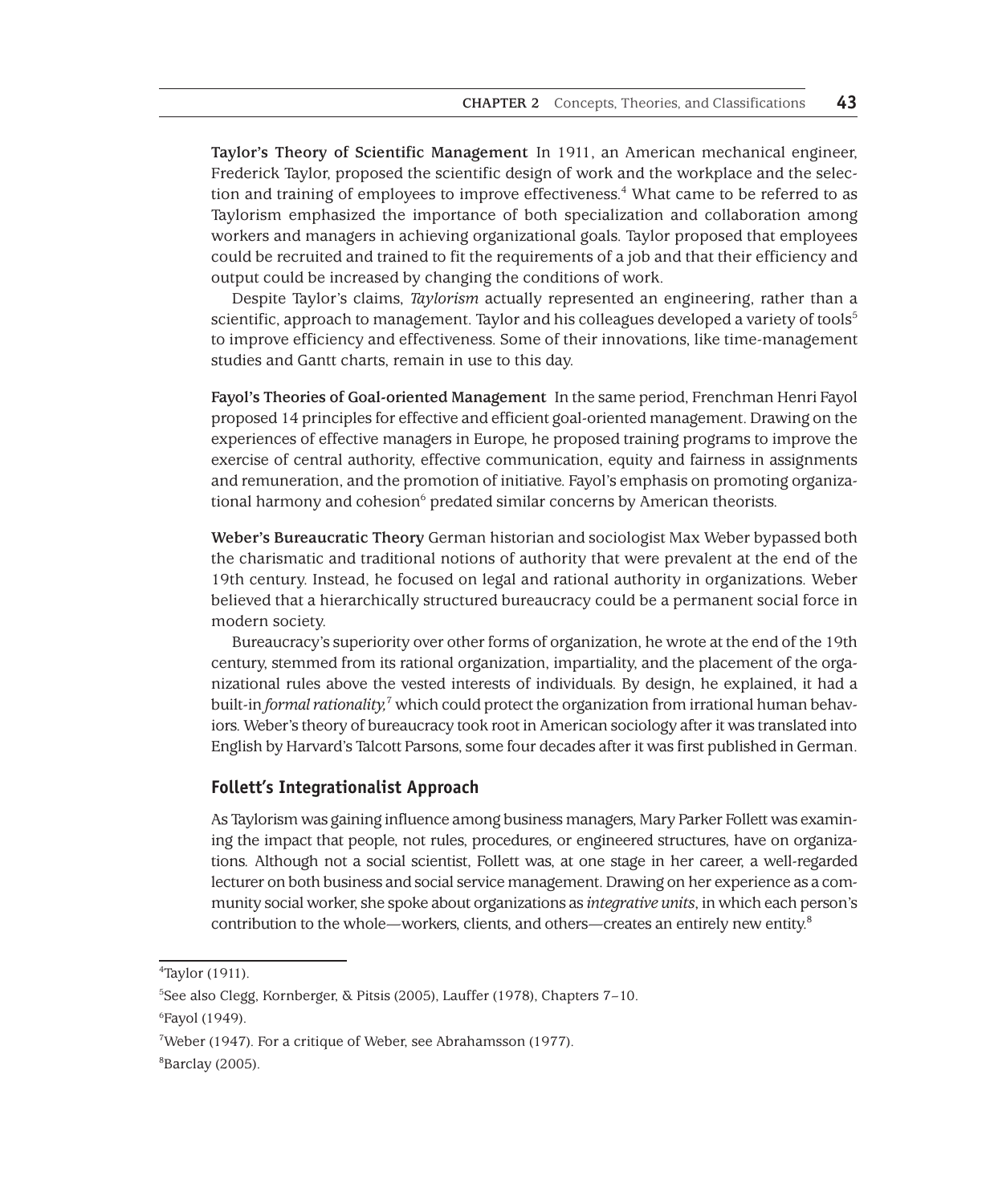**Taylor's Theory of Scientific Management** In 1911, an American mechanical engineer, Frederick Taylor, proposed the scientific design of work and the workplace and the selection and training of employees to improve effectiveness.[4] What came to be referred to as Taylorism emphasized the importance of both specialization and collaboration among workers and managers in achieving organizational goals. Taylor proposed that employees could be recruited and trained to fit the requirements of a job and that their efficiency and output could be increased by changing the conditions of work.

Despite Taylor's claims, *Taylorism* actually represented an engineering, rather than a scientific, approach to management. Taylor and his colleagues developed a variety of tools[5] to improve efficiency and effectiveness. Some of their innovations, like time-management studies and Gantt charts, remain in use to this day.

**Fayol's Theories of Goal-oriented Management** In the same period, Frenchman Henri Fayol proposed 14 principles for effective and efficient goal-oriented management. Drawing on the experiences of effective managers in Europe, he proposed training programs to improve the exercise of central authority, effective communication, equity and fairness in assignments and remuneration, and the promotion of initiative. Fayol's emphasis on promoting organizational harmony and cohesion[6] predated similar concerns by American theorists.

**Weber's Bureaucratic Theory** German historian and sociologist Max Weber bypassed both the charismatic and traditional notions of authority that were prevalent at the end of the 19th century. Instead, he focused on legal and rational authority in organizations. Weber believed that a hierarchically structured bureaucracy could be a permanent social force in modern society.

Bureaucracy's superiority over other forms of organization, he wrote at the end of the 19th century, stemmed from its rational organization, impartiality, and the placement of the organizational rules above the vested interests of individuals. By design, he explained, it had a built-in *formal rationality,*[7] which could protect the organization from irrational human behaviors. Weber's theory of bureaucracy took root in American sociology after it was translated into English by Harvard's Talcott Parsons, some four decades after it was first published in German.

## Follett's Integrationalist Approach

As Taylorism was gaining influence among business managers, Mary Parker Follett was examining the impact that people, not rules, procedures, or engineered structures, have on organizations. Although not a social scientist, Follett was, at one stage in her career, a well-regarded lecturer on both business and social service management. Drawing on her experience as a community social worker, she spoke about organizations as *integrative units*, in which each person's contribution to the whole—workers, clients, and others—creates an entirely new entity.[8]

---

[4] Taylor (1911).

[5] See also Clegg, Kornberger, & Pitsis (2005), Lauffer (1978), Chapters 7–10.

[6] Fayol (1949).

[7] Weber (1947). For a critique of Weber, see Abrahamsson (1977).

[8] Barclay (2005).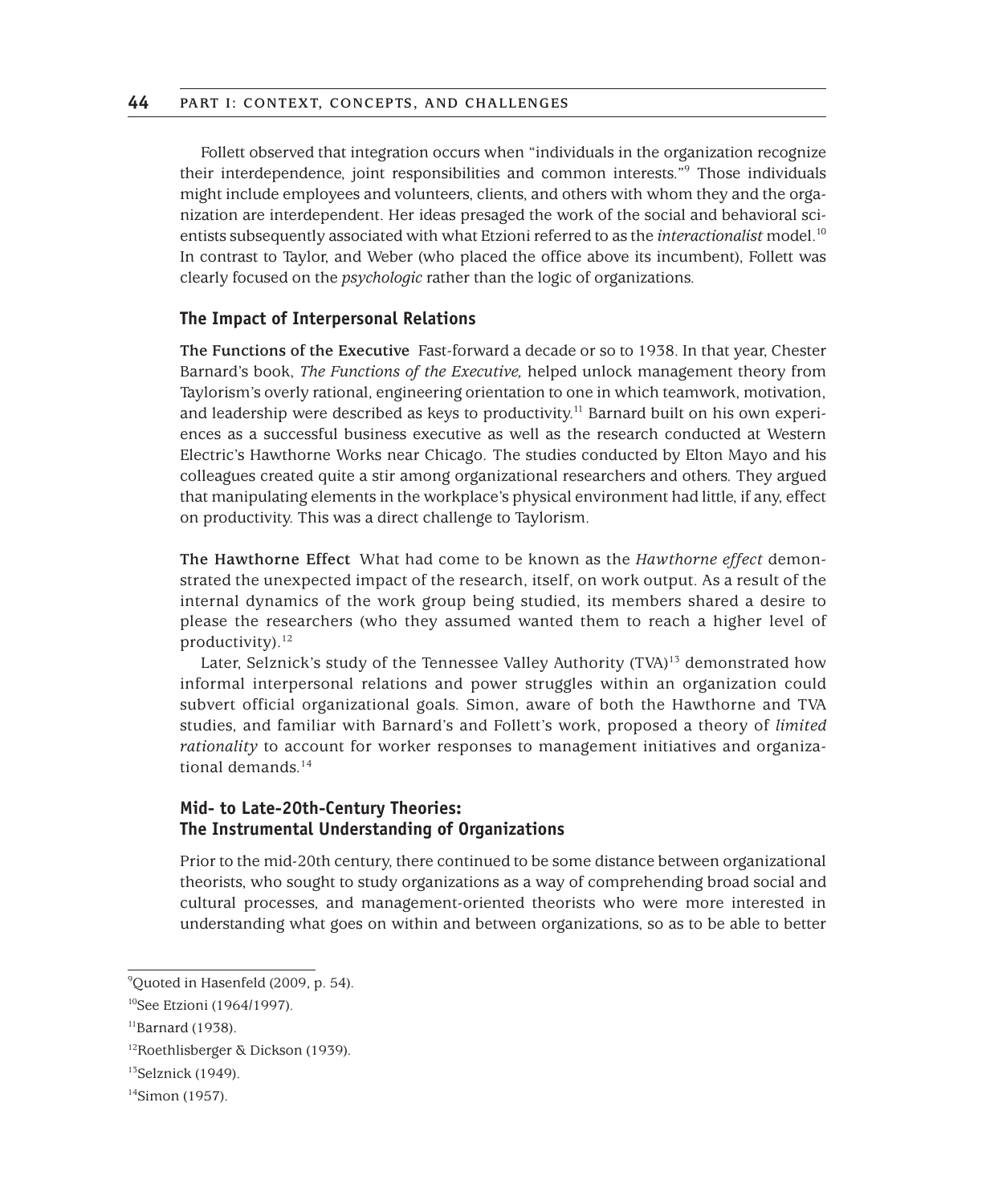Follett observed that integration occurs when "individuals in the organization recognize their interdependence, joint responsibilities and common interests."[9] Those individuals might include employees and volunteers, clients, and others with whom they and the organization are interdependent. Her ideas presaged the work of the social and behavioral scientists subsequently associated with what Etzioni referred to as the *interactionalist* model.[10] In contrast to Taylor, and Weber (who placed the office above its incumbent), Follett was clearly focused on the *psychologic* rather than the logic of organizations.

### The Impact of Interpersonal Relations

**The Functions of the Executive** Fast-forward a decade or so to 1938. In that year, Chester Barnard's book, *The Functions of the Executive,* helped unlock management theory from Taylorism's overly rational, engineering orientation to one in which teamwork, motivation, and leadership were described as keys to productivity.[11] Barnard built on his own experiences as a successful business executive as well as the research conducted at Western Electric's Hawthorne Works near Chicago. The studies conducted by Elton Mayo and his colleagues created quite a stir among organizational researchers and others. They argued that manipulating elements in the workplace's physical environment had little, if any, effect on productivity. This was a direct challenge to Taylorism.

**The Hawthorne Effect** What had come to be known as the *Hawthorne effect* demonstrated the unexpected impact of the research, itself, on work output. As a result of the internal dynamics of the work group being studied, its members shared a desire to please the researchers (who they assumed wanted them to reach a higher level of productivity).[12]

Later, Selznick's study of the Tennessee Valley Authority (TVA)[13] demonstrated how informal interpersonal relations and power struggles within an organization could subvert official organizational goals. Simon, aware of both the Hawthorne and TVA studies, and familiar with Barnard's and Follett's work, proposed a theory of *limited rationality* to account for worker responses to management initiatives and organizational demands.[14]

### Mid- to Late-20th-Century Theories: The Instrumental Understanding of Organizations

Prior to the mid-20th century, there continued to be some distance between organizational theorists, who sought to study organizations as a way of comprehending broad social and cultural processes, and management-oriented theorists who were more interested in understanding what goes on within and between organizations, so as to be able to better

---

[9] Quoted in Hasenfeld (2009, p. 54).

[10] See Etzioni (1964/1997).

[11] Barnard (1938).

[12] Roethlisberger & Dickson (1939).

[13] Selznick (1949).

[14] Simon (1957).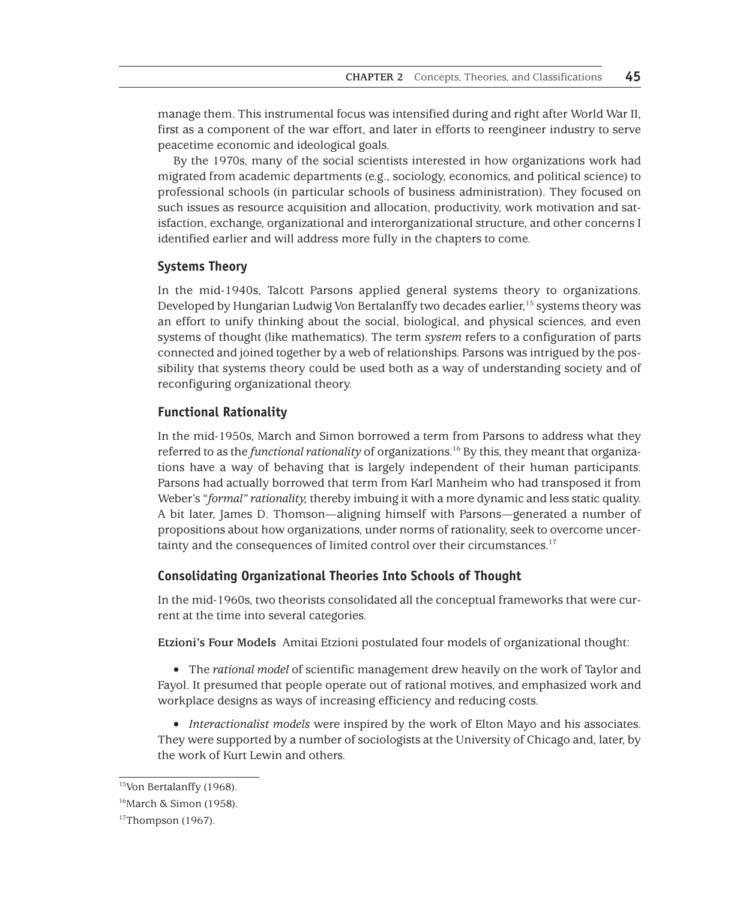manage them. This instrumental focus was intensified during and right after World War II, first as a component of the war effort, and later in efforts to reengineer industry to serve peacetime economic and ideological goals.

By the 1970s, many of the social scientists interested in how organizations work had migrated from academic departments (e.g., sociology, economics, and political science) to professional schools (in particular schools of business administration). They focused on such issues as resource acquisition and allocation, productivity, work motivation and satisfaction, exchange, organizational and interorganizational structure, and other concerns I identified earlier and will address more fully in the chapters to come.

### Systems Theory

In the mid-1940s, Talcott Parsons applied general systems theory to organizations. Developed by Hungarian Ludwig Von Bertalanffy two decades earlier,[15] systems theory was an effort to unify thinking about the social, biological, and physical sciences, and even systems of thought (like mathematics). The term *system* refers to a configuration of parts connected and joined together by a web of relationships. Parsons was intrigued by the possibility that systems theory could be used both as a way of understanding society and of reconfiguring organizational theory.

### Functional Rationality

In the mid-1950s, March and Simon borrowed a term from Parsons to address what they referred to as the *functional rationality* of organizations.[16] By this, they meant that organizations have a way of behaving that is largely independent of their human participants. Parsons had actually borrowed that term from Karl Manheim who had transposed it from Weber's "*formal" rationality,* thereby imbuing it with a more dynamic and less static quality. A bit later, James D. Thomson—aligning himself with Parsons—generated a number of propositions about how organizations, under norms of rationality, seek to overcome uncertainty and the consequences of limited control over their circumstances.[17]

### Consolidating Organizational Theories Into Schools of Thought

In the mid-1960s, two theorists consolidated all the conceptual frameworks that were current at the time into several categories.

**Etzioni's Four Models** Amitai Etzioni postulated four models of organizational thought:

- The *rational model* of scientific management drew heavily on the work of Taylor and Fayol. It presumed that people operate out of rational motives, and emphasized work and workplace designs as ways of increasing efficiency and reducing costs.

- *Interactionalist models* were inspired by the work of Elton Mayo and his associates. They were supported by a number of sociologists at the University of Chicago and, later, by the work of Kurt Lewin and others.

---

[15] Von Bertalanffy (1968).

[16] March & Simon (1958).

[17] Thompson (1967).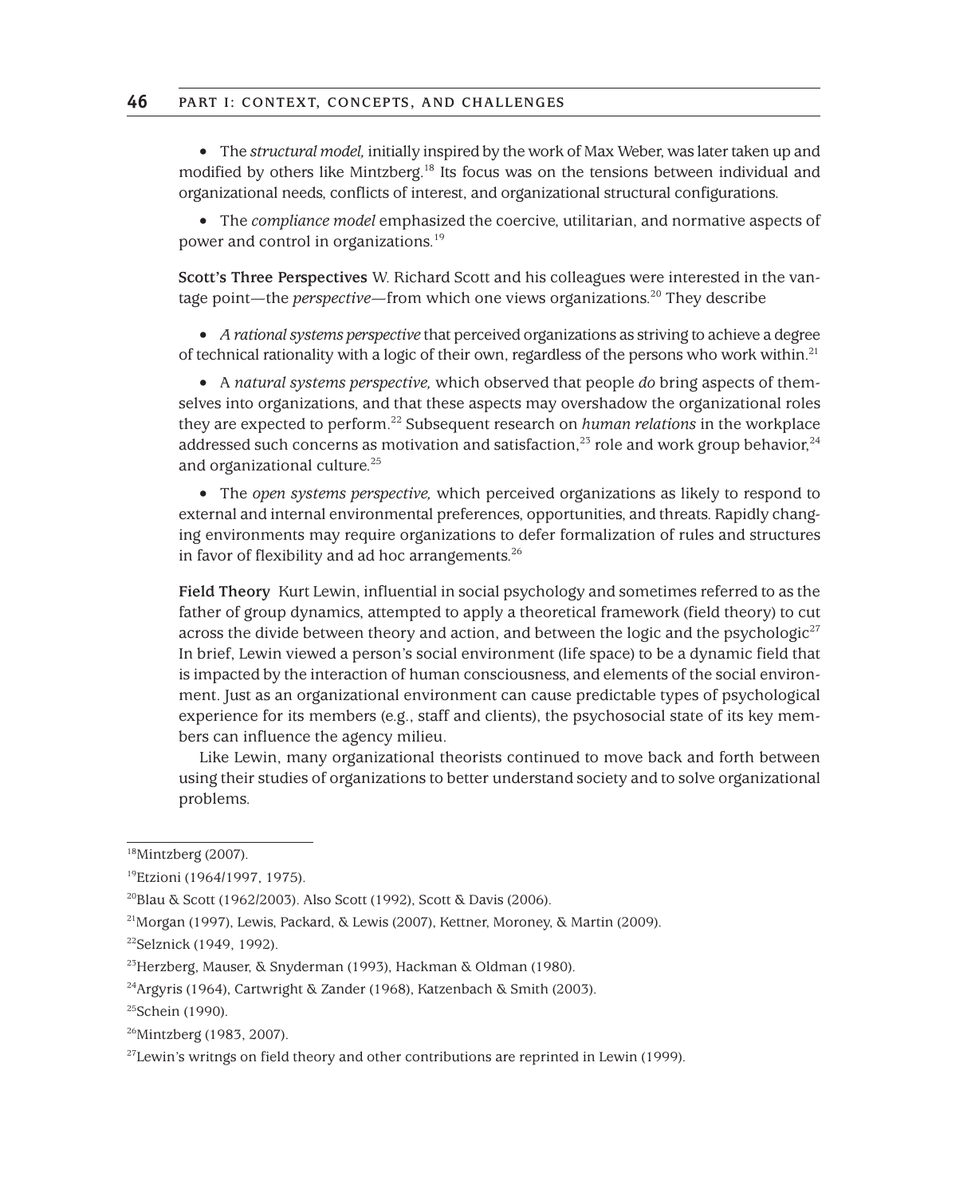- The *structural model,* initially inspired by the work of Max Weber, was later taken up and modified by others like Mintzberg.[18] Its focus was on the tensions between individual and organizational needs, conflicts of interest, and organizational structural configurations.

- The *compliance model* emphasized the coercive, utilitarian, and normative aspects of power and control in organizations.[19]

**Scott's Three Perspectives** W. Richard Scott and his colleagues were interested in the vantage point—the *perspective*—from which one views organizations.[20] They describe

- *A rational systems perspective* that perceived organizations as striving to achieve a degree of technical rationality with a logic of their own, regardless of the persons who work within.[21]

- A *natural systems perspective,* which observed that people *do* bring aspects of themselves into organizations, and that these aspects may overshadow the organizational roles they are expected to perform.[22] Subsequent research on *human relations* in the workplace addressed such concerns as motivation and satisfaction,[23] role and work group behavior,[24] and organizational culture.[25]

- The *open systems perspective,* which perceived organizations as likely to respond to external and internal environmental preferences, opportunities, and threats. Rapidly changing environments may require organizations to defer formalization of rules and structures in favor of flexibility and ad hoc arrangements.[26]

**Field Theory** Kurt Lewin, influential in social psychology and sometimes referred to as the father of group dynamics, attempted to apply a theoretical framework (field theory) to cut across the divide between theory and action, and between the logic and the psychologic[27] In brief, Lewin viewed a person's social environment (life space) to be a dynamic field that is impacted by the interaction of human consciousness, and elements of the social environment. Just as an organizational environment can cause predictable types of psychological experience for its members (e.g., staff and clients), the psychosocial state of its key members can influence the agency milieu.

Like Lewin, many organizational theorists continued to move back and forth between using their studies of organizations to better understand society and to solve organizational problems.

---

[18] Mintzberg (2007).

[19] Etzioni (1964/1997, 1975).

[20] Blau & Scott (1962/2003). Also Scott (1992), Scott & Davis (2006).

[21] Morgan (1997), Lewis, Packard, & Lewis (2007), Kettner, Moroney, & Martin (2009).

[22] Selznick (1949, 1992).

[23] Herzberg, Mauser, & Snyderman (1993), Hackman & Oldman (1980).

[24] Argyris (1964), Cartwright & Zander (1968), Katzenbach & Smith (2003).

[25] Schein (1990).

[26] Mintzberg (1983, 2007).

[27] Lewin's writngs on field theory and other contributions are reprinted in Lewin (1999).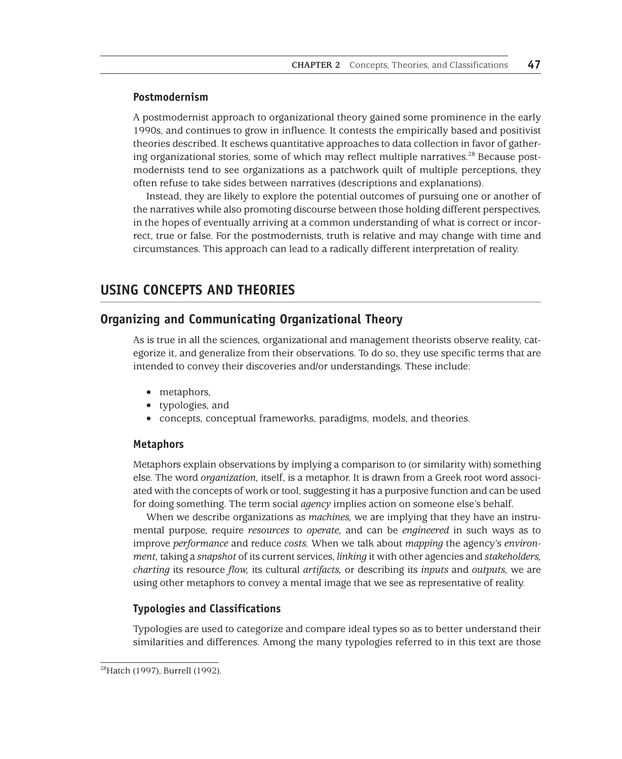### Postmodernism

A postmodernist approach to organizational theory gained some prominence in the early 1990s, and continues to grow in influence. It contests the empirically based and positivist theories described. It eschews quantitative approaches to data collection in favor of gathering organizational stories, some of which may reflect multiple narratives.[28] Because postmodernists tend to see organizations as a patchwork quilt of multiple perceptions, they often refuse to take sides between narratives (descriptions and explanations).

Instead, they are likely to explore the potential outcomes of pursuing one or another of the narratives while also promoting discourse between those holding different perspectives, in the hopes of eventually arriving at a common understanding of what is correct or incorrect, true or false. For the postmodernists, truth is relative and may change with time and circumstances. This approach can lead to a radically different interpretation of reality.

## USING CONCEPTS AND THEORIES

## Organizing and Communicating Organizational Theory

As is true in all the sciences, organizational and management theorists observe reality, categorize it, and generalize from their observations. To do so, they use specific terms that are intended to convey their discoveries and/or understandings. These include:

- metaphors,
- typologies, and
- concepts, conceptual frameworks, paradigms, models, and theories.

### Metaphors

Metaphors explain observations by implying a comparison to (or similarity with) something else. The word *organization,* itself, is a metaphor. It is drawn from a Greek root word associated with the concepts of work or tool, suggesting it has a purposive function and can be used for doing something. The term social *agency* implies action on someone else's behalf.

When we describe organizations as *machines,* we are implying that they have an instrumental purpose, require *resources* to *operate,* and can be *engineered* in such ways as to improve *performance* and reduce *costs.* When we talk about *mapping* the agency's *environment,* taking a *snapshot* of its current services, *linking* it with other agencies and *stakeholders, charting* its resource *flow,* its cultural *artifacts,* or describing its *inputs* and *outputs,* we are using other metaphors to convey a mental image that we see as representative of reality.

### Typologies and Classifications

Typologies are used to categorize and compare ideal types so as to better understand their similarities and differences. Among the many typologies referred to in this text are those

[28] Hatch (1997), Burrell (1992).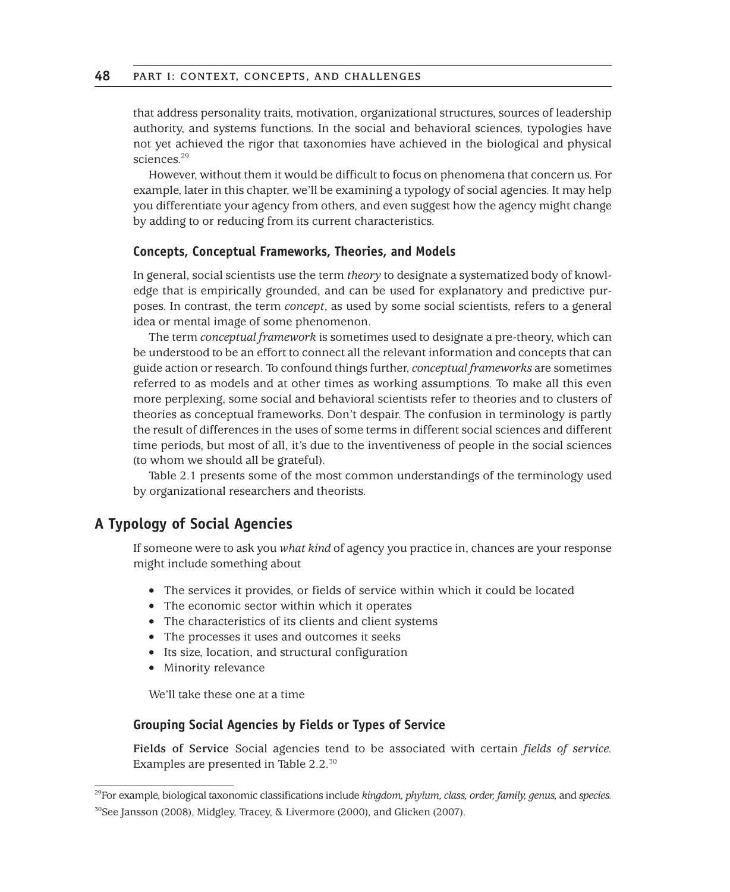that address personality traits, motivation, organizational structures, sources of leadership authority, and systems functions. In the social and behavioral sciences, typologies have not yet achieved the rigor that taxonomies have achieved in the biological and physical sciences.[29]

However, without them it would be difficult to focus on phenomena that concern us. For example, later in this chapter, we'll be examining a typology of social agencies. It may help you differentiate your agency from others, and even suggest how the agency might change by adding to or reducing from its current characteristics.

### Concepts, Conceptual Frameworks, Theories, and Models

In general, social scientists use the term *theory* to designate a systematized body of knowledge that is empirically grounded, and can be used for explanatory and predictive purposes. In contrast, the term *concept*, as used by some social scientists, refers to a general idea or mental image of some phenomenon.

The term *conceptual framework* is sometimes used to designate a pre-theory, which can be understood to be an effort to connect all the relevant information and concepts that can guide action or research. To confound things further, *conceptual frameworks* are sometimes referred to as models and at other times as working assumptions. To make all this even more perplexing, some social and behavioral scientists refer to theories and to clusters of theories as conceptual frameworks. Don't despair. The confusion in terminology is partly the result of differences in the uses of some terms in different social sciences and different time periods, but most of all, it's due to the inventiveness of people in the social sciences (to whom we should all be grateful).

Table 2.1 presents some of the most common understandings of the terminology used by organizational researchers and theorists.

## A Typology of Social Agencies

If someone were to ask you *what kind* of agency you practice in, chances are your response might include something about

- The services it provides, or fields of service within which it could be located
- The economic sector within which it operates
- The characteristics of its clients and client systems
- The processes it uses and outcomes it seeks
- Its size, location, and structural configuration
- Minority relevance

We'll take these one at a time

### Grouping Social Agencies by Fields or Types of Service

**Fields of Service** Social agencies tend to be associated with certain *fields of service.* Examples are presented in Table 2.2.[30]

---

[29] For example, biological taxonomic classifications include *kingdom, phylum, class, order, family, genus,* and *species.*

[30] See Jansson (2008), Midgley, Tracey, & Livermore (2000), and Glicken (2007).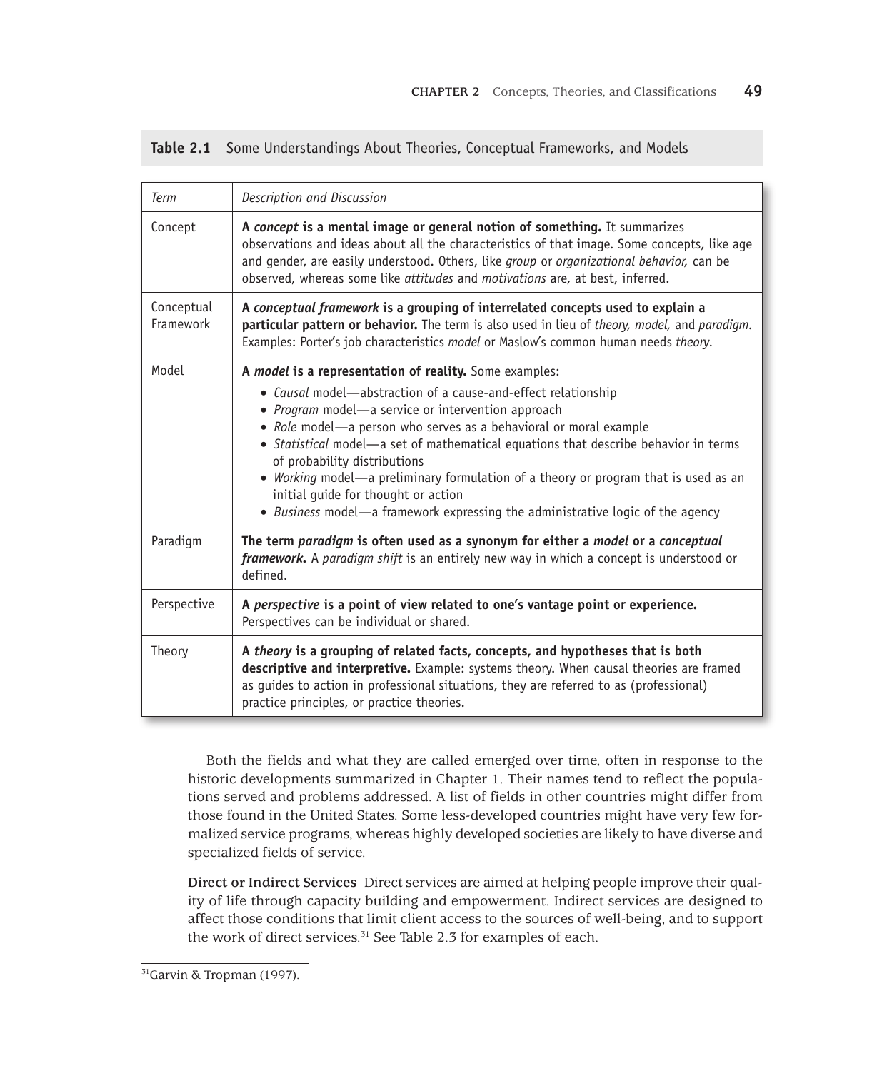**Table 2.1** Some Understandings About Theories, Conceptual Frameworks, and Models

| *Term* | *Description and Discussion* |
| --- | --- |
| Concept | **A *concept* is a mental image or general notion of something.** It summarizes observations and ideas about all the characteristics of that image. Some concepts, like age and gender, are easily understood. Others, like *group* or *organizational behavior,* can be observed, whereas some like *attitudes* and *motivations* are, at best, inferred. |
| Conceptual Framework | **A *conceptual framework* is a grouping of interrelated concepts used to explain a particular pattern or behavior.** The term is also used in lieu of *theory, model,* and *paradigm*. Examples: Porter's job characteristics *model* or Maslow's common human needs *theory.* |
| Model | **A *model* is a representation of reality.** Some examples: <br>• *Causal* model—abstraction of a cause-and-effect relationship <br>• *Program* model—a service or intervention approach <br>• *Role* model—a person who serves as a behavioral or moral example <br>• *Statistical* model—a set of mathematical equations that describe behavior in terms of probability distributions <br>• *Working* model—a preliminary formulation of a theory or program that is used as an initial guide for thought or action <br>• *Business* model—a framework expressing the administrative logic of the agency |
| Paradigm | **The term *paradigm* is often used as a synonym for either a *model* or a *conceptual framework*.** A *paradigm shift* is an entirely new way in which a concept is understood or defined. |
| Perspective | **A *perspective* is a point of view related to one's vantage point or experience.** Perspectives can be individual or shared. |
| Theory | **A *theory* is a grouping of related facts, concepts, and hypotheses that is both descriptive and interpretive.** Example: systems theory. When causal theories are framed as guides to action in professional situations, they are referred to as (professional) practice principles, or practice theories. |

Both the fields and what they are called emerged over time, often in response to the historic developments summarized in Chapter 1. Their names tend to reflect the populations served and problems addressed. A list of fields in other countries might differ from those found in the United States. Some less-developed countries might have very few formalized service programs, whereas highly developed societies are likely to have diverse and specialized fields of service.

**Direct or Indirect Services** Direct services are aimed at helping people improve their quality of life through capacity building and empowerment. Indirect services are designed to affect those conditions that limit client access to the sources of well-being, and to support the work of direct services.[31] See Table 2.3 for examples of each.

[31] Garvin & Tropman (1997).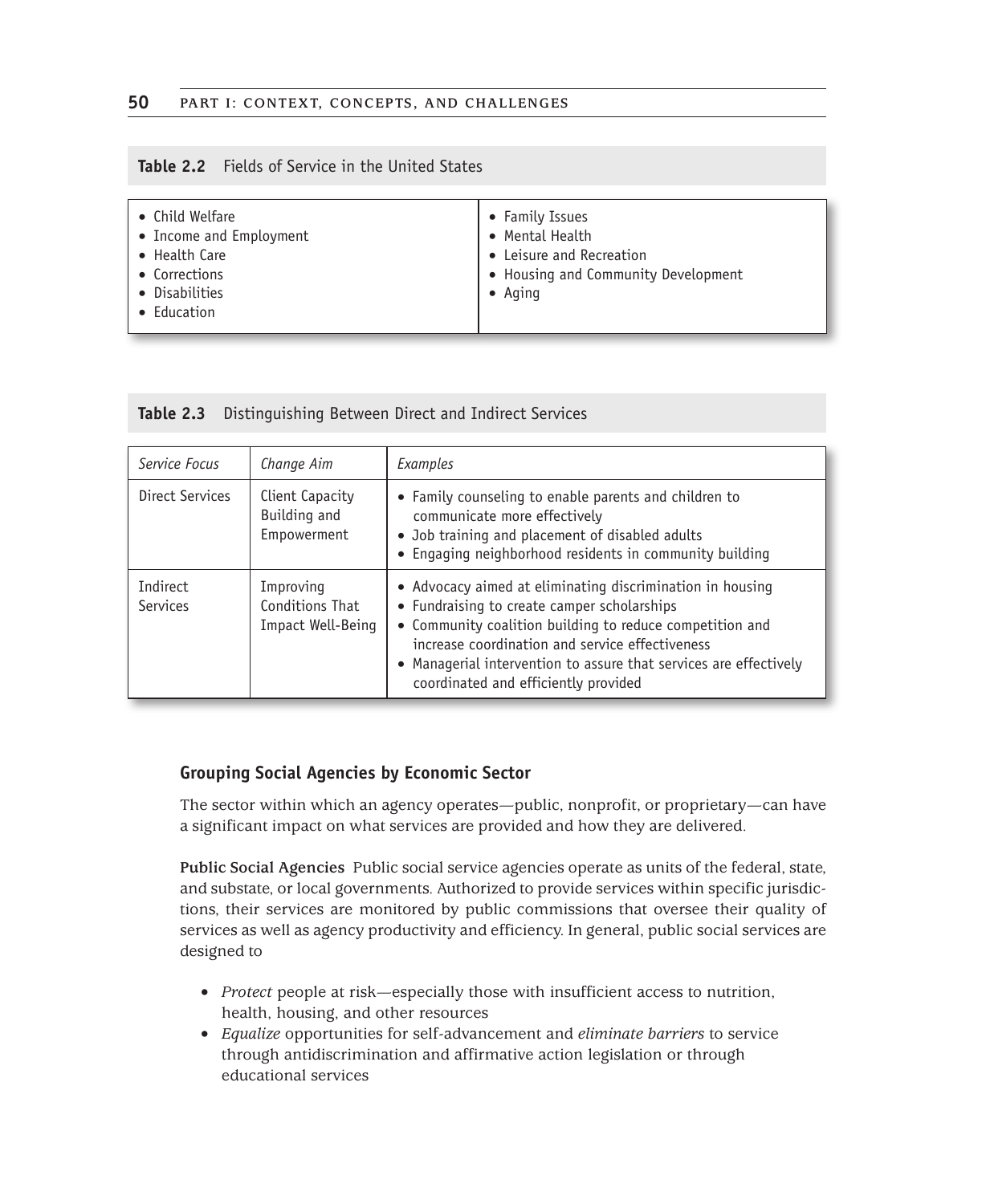**Table 2.2** Fields of Service in the United States

| | |
|---|---|
| • Child Welfare<br>• Income and Employment<br>• Health Care<br>• Corrections<br>• Disabilities<br>• Education | • Family Issues<br>• Mental Health<br>• Leisure and Recreation<br>• Housing and Community Development<br>• Aging |

**Table 2.3** Distinguishing Between Direct and Indirect Services

| *Service Focus* | *Change Aim* | *Examples* |
|---|---|---|
| Direct Services | Client Capacity Building and Empowerment | • Family counseling to enable parents and children to communicate more effectively<br>• Job training and placement of disabled adults<br>• Engaging neighborhood residents in community building |
| Indirect Services | Improving Conditions That Impact Well-Being | • Advocacy aimed at eliminating discrimination in housing<br>• Fundraising to create camper scholarships<br>• Community coalition building to reduce competition and increase coordination and service effectiveness<br>• Managerial intervention to assure that services are effectively coordinated and efficiently provided |

### Grouping Social Agencies by Economic Sector

The sector within which an agency operates—public, nonprofit, or proprietary—can have a significant impact on what services are provided and how they are delivered.

**Public Social Agencies** Public social service agencies operate as units of the federal, state, and substate, or local governments. Authorized to provide services within specific jurisdictions, their services are monitored by public commissions that oversee their quality of services as well as agency productivity and efficiency. In general, public social services are designed to

- *Protect* people at risk—especially those with insufficient access to nutrition, health, housing, and other resources
- *Equalize* opportunities for self-advancement and *eliminate barriers* to service through antidiscrimination and affirmative action legislation or through educational services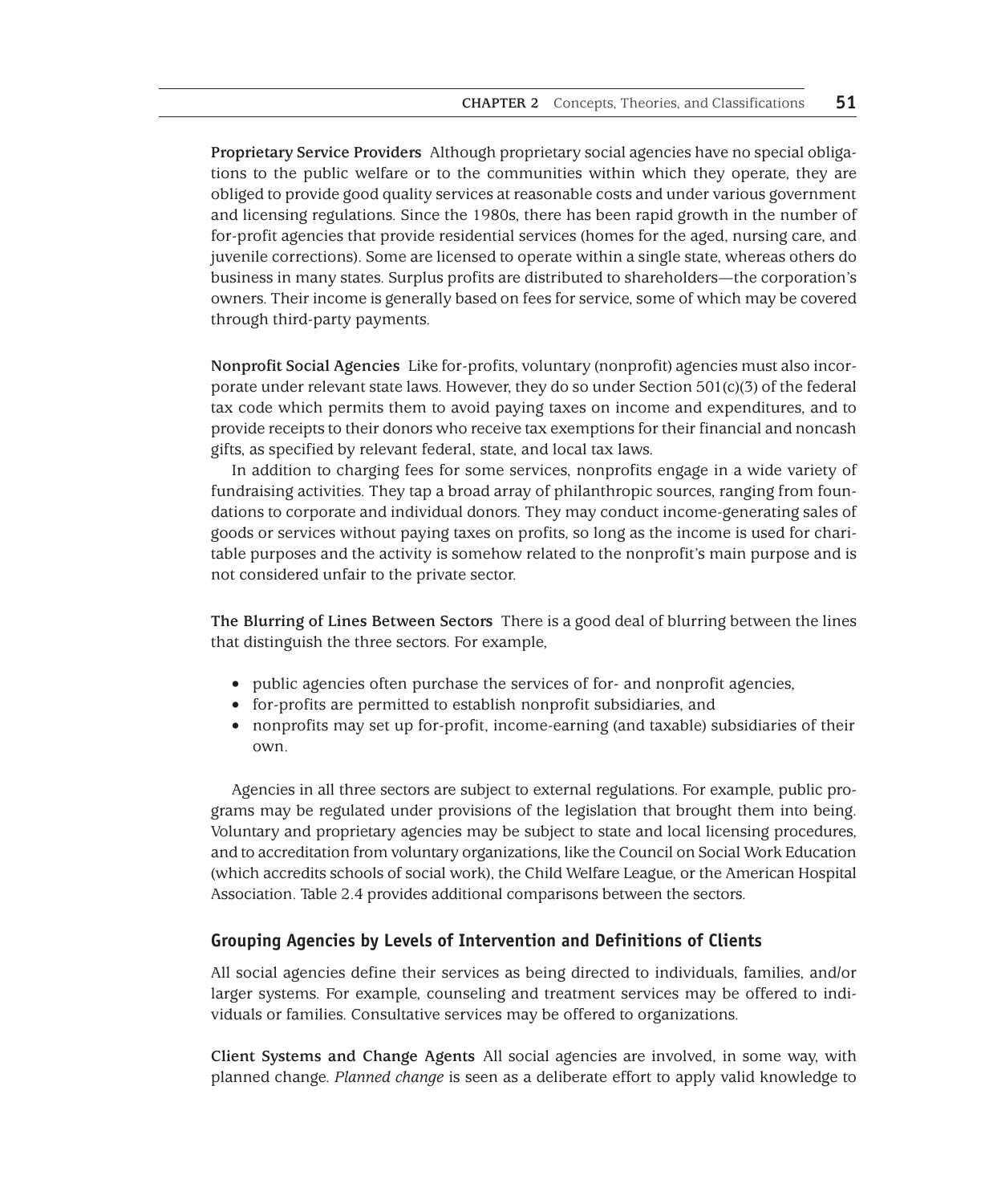**Proprietary Service Providers** Although proprietary social agencies have no special obligations to the public welfare or to the communities within which they operate, they are obliged to provide good quality services at reasonable costs and under various government and licensing regulations. Since the 1980s, there has been rapid growth in the number of for-profit agencies that provide residential services (homes for the aged, nursing care, and juvenile corrections). Some are licensed to operate within a single state, whereas others do business in many states. Surplus profits are distributed to shareholders—the corporation's owners. Their income is generally based on fees for service, some of which may be covered through third-party payments.

**Nonprofit Social Agencies** Like for-profits, voluntary (nonprofit) agencies must also incorporate under relevant state laws. However, they do so under Section 501(c)(3) of the federal tax code which permits them to avoid paying taxes on income and expenditures, and to provide receipts to their donors who receive tax exemptions for their financial and noncash gifts, as specified by relevant federal, state, and local tax laws.

In addition to charging fees for some services, nonprofits engage in a wide variety of fundraising activities. They tap a broad array of philanthropic sources, ranging from foundations to corporate and individual donors. They may conduct income-generating sales of goods or services without paying taxes on profits, so long as the income is used for charitable purposes and the activity is somehow related to the nonprofit's main purpose and is not considered unfair to the private sector.

**The Blurring of Lines Between Sectors** There is a good deal of blurring between the lines that distinguish the three sectors. For example,

- public agencies often purchase the services of for- and nonprofit agencies,
- for-profits are permitted to establish nonprofit subsidiaries, and
- nonprofits may set up for-profit, income-earning (and taxable) subsidiaries of their own.

Agencies in all three sectors are subject to external regulations. For example, public programs may be regulated under provisions of the legislation that brought them into being. Voluntary and proprietary agencies may be subject to state and local licensing procedures, and to accreditation from voluntary organizations, like the Council on Social Work Education (which accredits schools of social work), the Child Welfare League, or the American Hospital Association. Table 2.4 provides additional comparisons between the sectors.

### Grouping Agencies by Levels of Intervention and Definitions of Clients

All social agencies define their services as being directed to individuals, families, and/or larger systems. For example, counseling and treatment services may be offered to individuals or families. Consultative services may be offered to organizations.

**Client Systems and Change Agents** All social agencies are involved, in some way, with planned change. *Planned change* is seen as a deliberate effort to apply valid knowledge to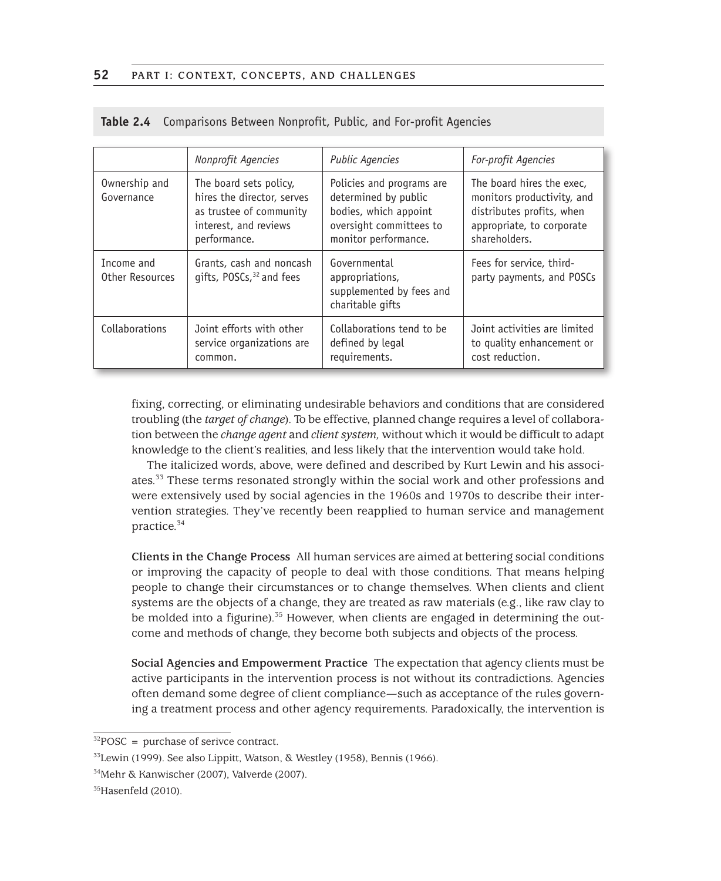**Table 2.4** Comparisons Between Nonprofit, Public, and For-profit Agencies

| | *Nonprofit Agencies* | *Public Agencies* | *For-profit Agencies* |
|---|---|---|---|
| Ownership and Governance | The board sets policy, hires the director, serves as trustee of community interest, and reviews performance. | Policies and programs are determined by public bodies, which appoint oversight committees to monitor performance. | The board hires the exec, monitors productivity, and distributes profits, when appropriate, to corporate shareholders. |
| Income and Other Resources | Grants, cash and noncash gifts, POSCs,[32] and fees | Governmental appropriations, supplemented by fees and charitable gifts | Fees for service, third-party payments, and POSCs |
| Collaborations | Joint efforts with other service organizations are common. | Collaborations tend to be defined by legal requirements. | Joint activities are limited to quality enhancement or cost reduction. |

fixing, correcting, or eliminating undesirable behaviors and conditions that are considered troubling (the *target of change*). To be effective, planned change requires a level of collaboration between the *change agent* and *client system,* without which it would be difficult to adapt knowledge to the client's realities, and less likely that the intervention would take hold.

The italicized words, above, were defined and described by Kurt Lewin and his associates.[33] These terms resonated strongly within the social work and other professions and were extensively used by social agencies in the 1960s and 1970s to describe their intervention strategies. They've recently been reapplied to human service and management practice.[34]

**Clients in the Change Process** All human services are aimed at bettering social conditions or improving the capacity of people to deal with those conditions. That means helping people to change their circumstances or to change themselves. When clients and client systems are the objects of a change, they are treated as raw materials (e.g., like raw clay to be molded into a figurine).[35] However, when clients are engaged in determining the outcome and methods of change, they become both subjects and objects of the process.

**Social Agencies and Empowerment Practice** The expectation that agency clients must be active participants in the intervention process is not without its contradictions. Agencies often demand some degree of client compliance—such as acceptance of the rules governing a treatment process and other agency requirements. Paradoxically, the intervention is

[32] POSC = purchase of serivce contract.

[33] Lewin (1999). See also Lippitt, Watson, & Westley (1958), Bennis (1966).

[34] Mehr & Kanwischer (2007), Valverde (2007).

[35] Hasenfeld (2010).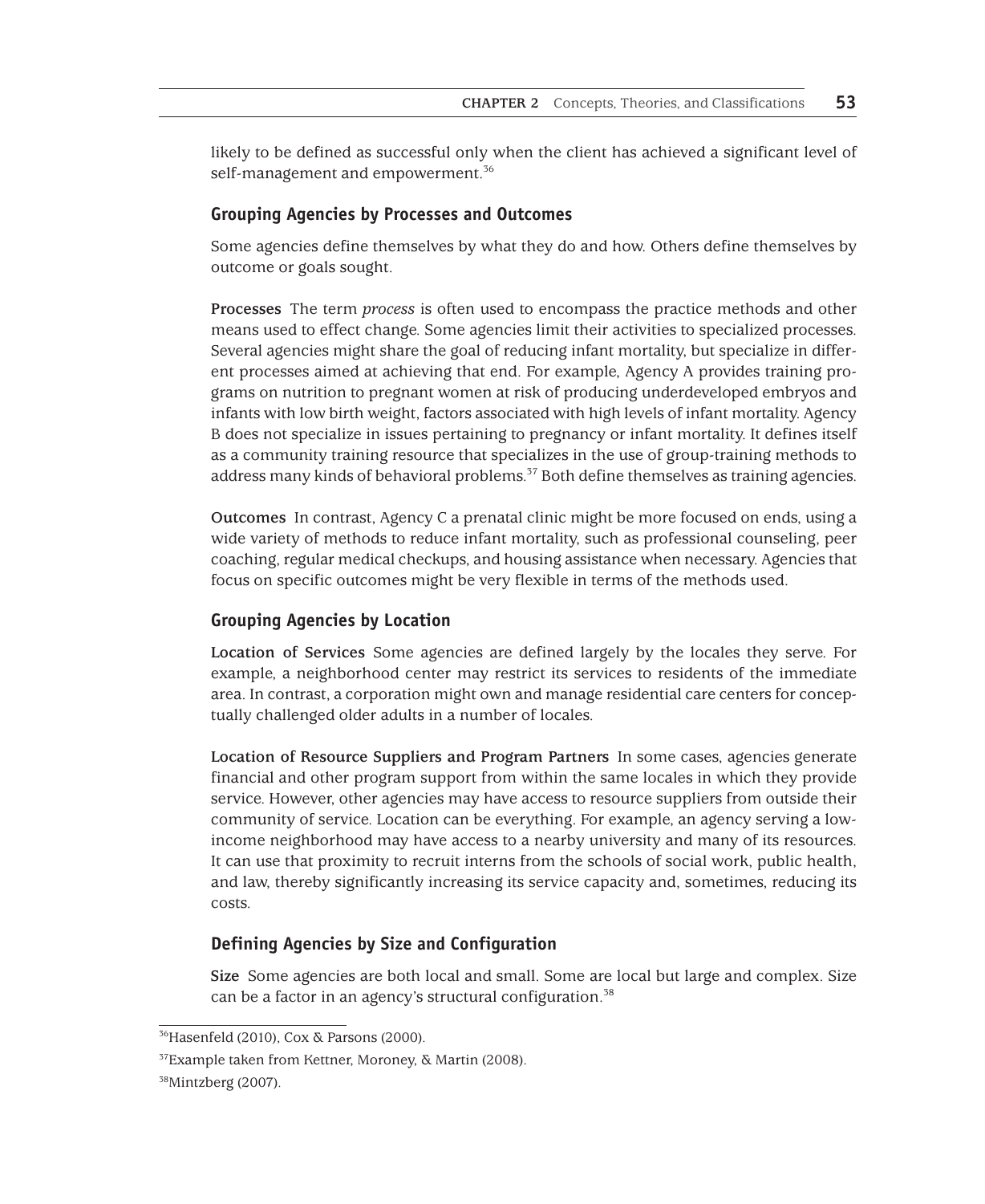likely to be defined as successful only when the client has achieved a significant level of self-management and empowerment.[36]

### Grouping Agencies by Processes and Outcomes

Some agencies define themselves by what they do and how. Others define themselves by outcome or goals sought.

**Processes** The term *process* is often used to encompass the practice methods and other means used to effect change. Some agencies limit their activities to specialized processes. Several agencies might share the goal of reducing infant mortality, but specialize in different processes aimed at achieving that end. For example, Agency A provides training programs on nutrition to pregnant women at risk of producing underdeveloped embryos and infants with low birth weight, factors associated with high levels of infant mortality. Agency B does not specialize in issues pertaining to pregnancy or infant mortality. It defines itself as a community training resource that specializes in the use of group-training methods to address many kinds of behavioral problems.[37] Both define themselves as training agencies.

**Outcomes** In contrast, Agency C a prenatal clinic might be more focused on ends, using a wide variety of methods to reduce infant mortality, such as professional counseling, peer coaching, regular medical checkups, and housing assistance when necessary. Agencies that focus on specific outcomes might be very flexible in terms of the methods used.

### Grouping Agencies by Location

**Location of Services** Some agencies are defined largely by the locales they serve. For example, a neighborhood center may restrict its services to residents of the immediate area. In contrast, a corporation might own and manage residential care centers for conceptually challenged older adults in a number of locales.

**Location of Resource Suppliers and Program Partners** In some cases, agencies generate financial and other program support from within the same locales in which they provide service. However, other agencies may have access to resource suppliers from outside their community of service. Location can be everything. For example, an agency serving a low-income neighborhood may have access to a nearby university and many of its resources. It can use that proximity to recruit interns from the schools of social work, public health, and law, thereby significantly increasing its service capacity and, sometimes, reducing its costs.

### Defining Agencies by Size and Configuration

**Size** Some agencies are both local and small. Some are local but large and complex. Size can be a factor in an agency's structural configuration.[38]

---

[36] Hasenfeld (2010), Cox & Parsons (2000).

[37] Example taken from Kettner, Moroney, & Martin (2008).

[38] Mintzberg (2007).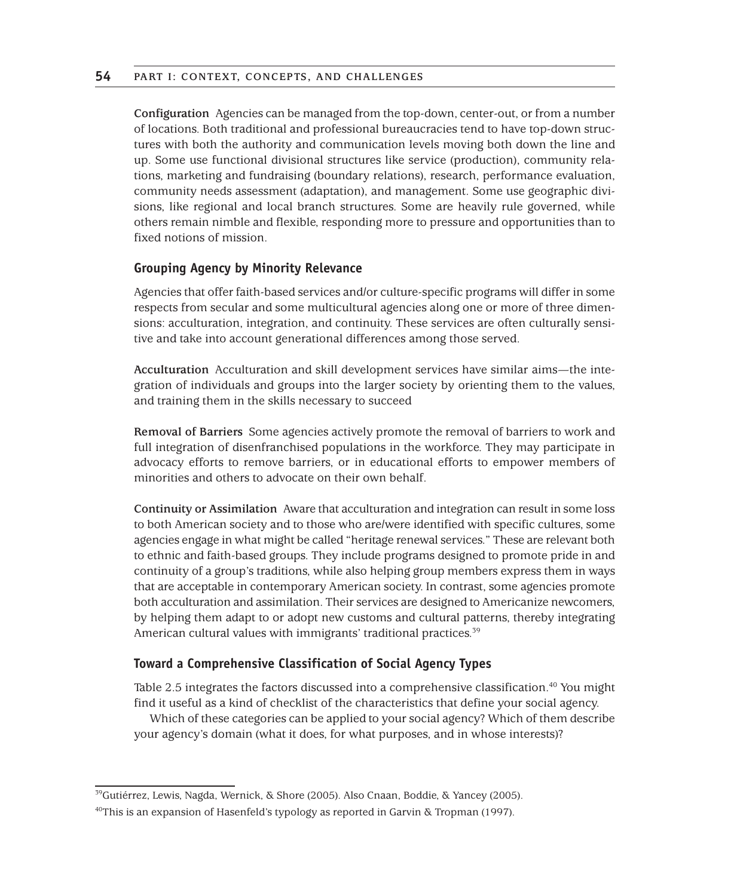**Configuration** Agencies can be managed from the top-down, center-out, or from a number of locations. Both traditional and professional bureaucracies tend to have top-down structures with both the authority and communication levels moving both down the line and up. Some use functional divisional structures like service (production), community relations, marketing and fundraising (boundary relations), research, performance evaluation, community needs assessment (adaptation), and management. Some use geographic divisions, like regional and local branch structures. Some are heavily rule governed, while others remain nimble and flexible, responding more to pressure and opportunities than to fixed notions of mission.

### Grouping Agency by Minority Relevance

Agencies that offer faith-based services and/or culture-specific programs will differ in some respects from secular and some multicultural agencies along one or more of three dimensions: acculturation, integration, and continuity. These services are often culturally sensitive and take into account generational differences among those served.

**Acculturation** Acculturation and skill development services have similar aims—the integration of individuals and groups into the larger society by orienting them to the values, and training them in the skills necessary to succeed

**Removal of Barriers** Some agencies actively promote the removal of barriers to work and full integration of disenfranchised populations in the workforce. They may participate in advocacy efforts to remove barriers, or in educational efforts to empower members of minorities and others to advocate on their own behalf.

**Continuity or Assimilation** Aware that acculturation and integration can result in some loss to both American society and to those who are/were identified with specific cultures, some agencies engage in what might be called "heritage renewal services." These are relevant both to ethnic and faith-based groups. They include programs designed to promote pride in and continuity of a group's traditions, while also helping group members express them in ways that are acceptable in contemporary American society. In contrast, some agencies promote both acculturation and assimilation. Their services are designed to Americanize newcomers, by helping them adapt to or adopt new customs and cultural patterns, thereby integrating American cultural values with immigrants' traditional practices.[39]

### Toward a Comprehensive Classification of Social Agency Types

Table 2.5 integrates the factors discussed into a comprehensive classification.[40] You might find it useful as a kind of checklist of the characteristics that define your social agency.

Which of these categories can be applied to your social agency? Which of them describe your agency's domain (what it does, for what purposes, and in whose interests)?

---

[39] Gutiérrez, Lewis, Nagda, Wernick, & Shore (2005). Also Cnaan, Boddie, & Yancey (2005).

[40] This is an expansion of Hasenfeld's typology as reported in Garvin & Tropman (1997).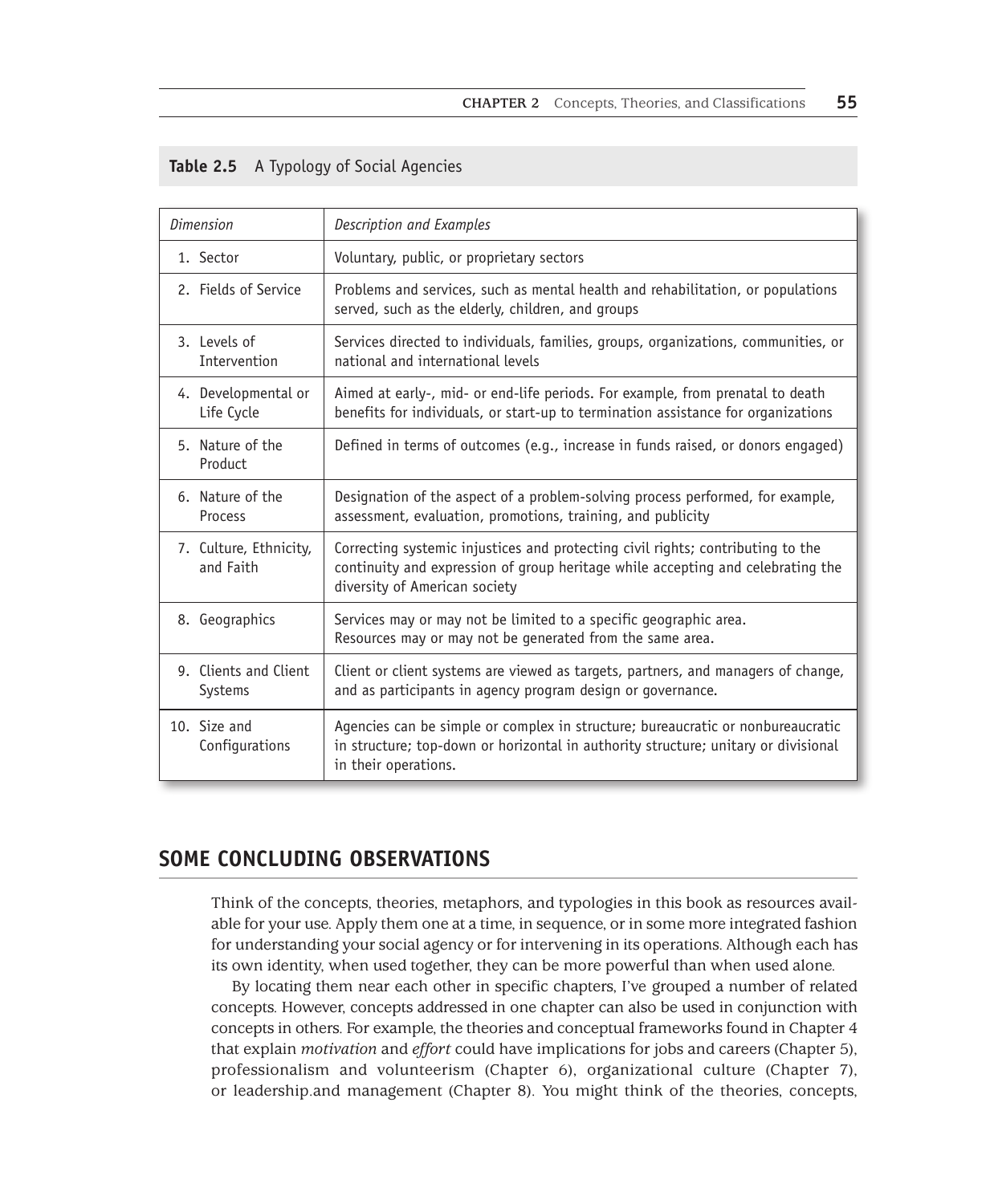**Table 2.5** A Typology of Social Agencies

| *Dimension* | *Description and Examples* |
|---|---|
| 1. Sector | Voluntary, public, or proprietary sectors |
| 2. Fields of Service | Problems and services, such as mental health and rehabilitation, or populations served, such as the elderly, children, and groups |
| 3. Levels of Intervention | Services directed to individuals, families, groups, organizations, communities, or national and international levels |
| 4. Developmental or Life Cycle | Aimed at early-, mid- or end-life periods. For example, from prenatal to death benefits for individuals, or start-up to termination assistance for organizations |
| 5. Nature of the Product | Defined in terms of outcomes (e.g., increase in funds raised, or donors engaged) |
| 6. Nature of the Process | Designation of the aspect of a problem-solving process performed, for example, assessment, evaluation, promotions, training, and publicity |
| 7. Culture, Ethnicity, and Faith | Correcting systemic injustices and protecting civil rights; contributing to the continuity and expression of group heritage while accepting and celebrating the diversity of American society |
| 8. Geographics | Services may or may not be limited to a specific geographic area. Resources may or may not be generated from the same area. |
| 9. Clients and Client Systems | Client or client systems are viewed as targets, partners, and managers of change, and as participants in agency program design or governance. |
| 10. Size and Configurations | Agencies can be simple or complex in structure; bureaucratic or nonbureaucratic in structure; top-down or horizontal in authority structure; unitary or divisional in their operations. |

## SOME CONCLUDING OBSERVATIONS

Think of the concepts, theories, metaphors, and typologies in this book as resources available for your use. Apply them one at a time, in sequence, or in some more integrated fashion for understanding your social agency or for intervening in its operations. Although each has its own identity, when used together, they can be more powerful than when used alone.

By locating them near each other in specific chapters, I've grouped a number of related concepts. However, concepts addressed in one chapter can also be used in conjunction with concepts in others. For example, the theories and conceptual frameworks found in Chapter 4 that explain *motivation* and *effort* could have implications for jobs and careers (Chapter 5), professionalism and volunteerism (Chapter 6), organizational culture (Chapter 7), or leadership.and management (Chapter 8). You might think of the theories, concepts,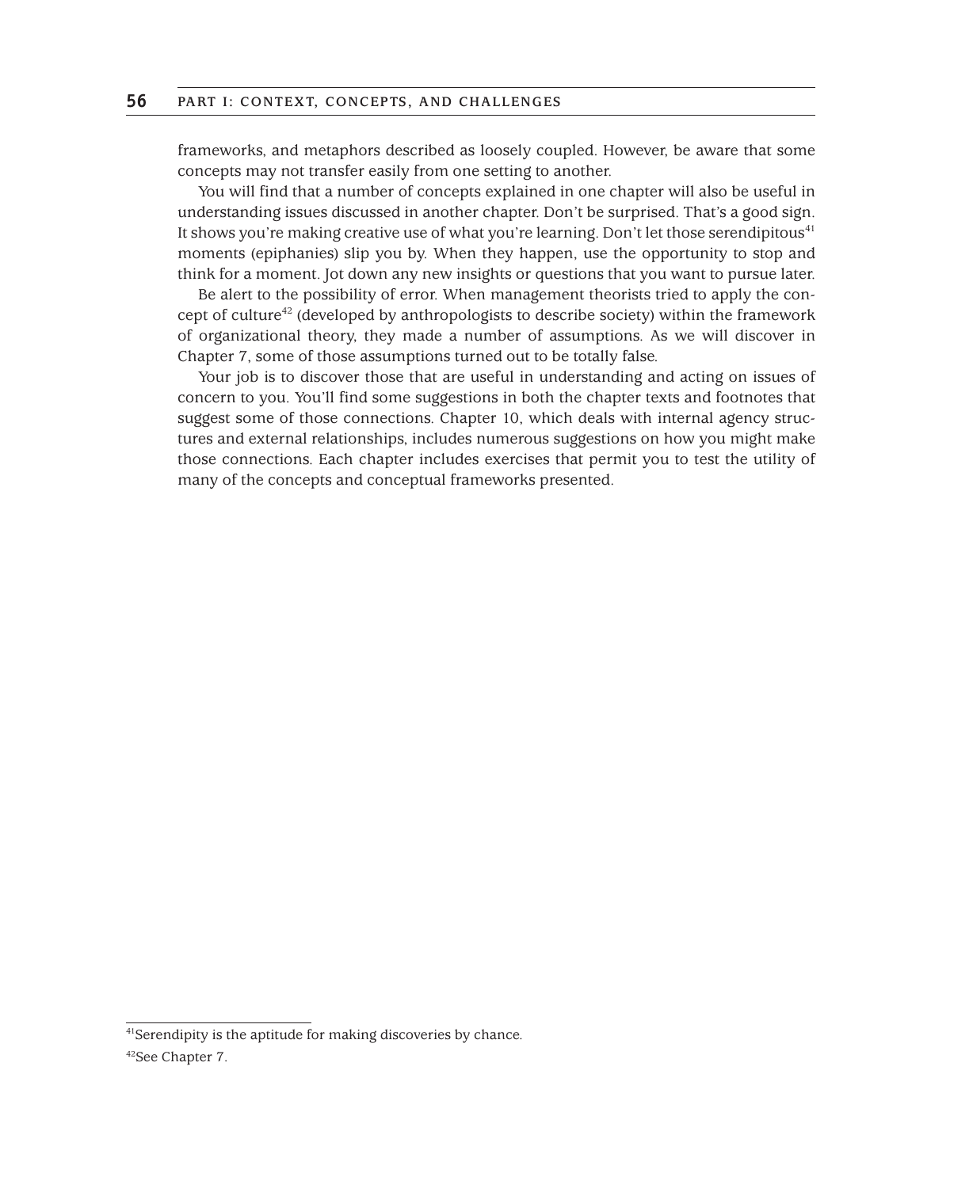frameworks, and metaphors described as loosely coupled. However, be aware that some concepts may not transfer easily from one setting to another.

You will find that a number of concepts explained in one chapter will also be useful in understanding issues discussed in another chapter. Don't be surprised. That's a good sign. It shows you're making creative use of what you're learning. Don't let those serendipitous[41] moments (epiphanies) slip you by. When they happen, use the opportunity to stop and think for a moment. Jot down any new insights or questions that you want to pursue later.

Be alert to the possibility of error. When management theorists tried to apply the concept of culture[42] (developed by anthropologists to describe society) within the framework of organizational theory, they made a number of assumptions. As we will discover in Chapter 7, some of those assumptions turned out to be totally false.

Your job is to discover those that are useful in understanding and acting on issues of concern to you. You'll find some suggestions in both the chapter texts and footnotes that suggest some of those connections. Chapter 10, which deals with internal agency structures and external relationships, includes numerous suggestions on how you might make those connections. Each chapter includes exercises that permit you to test the utility of many of the concepts and conceptual frameworks presented.

---

[41]Serendipity is the aptitude for making discoveries by chance.

[42]See Chapter 7.